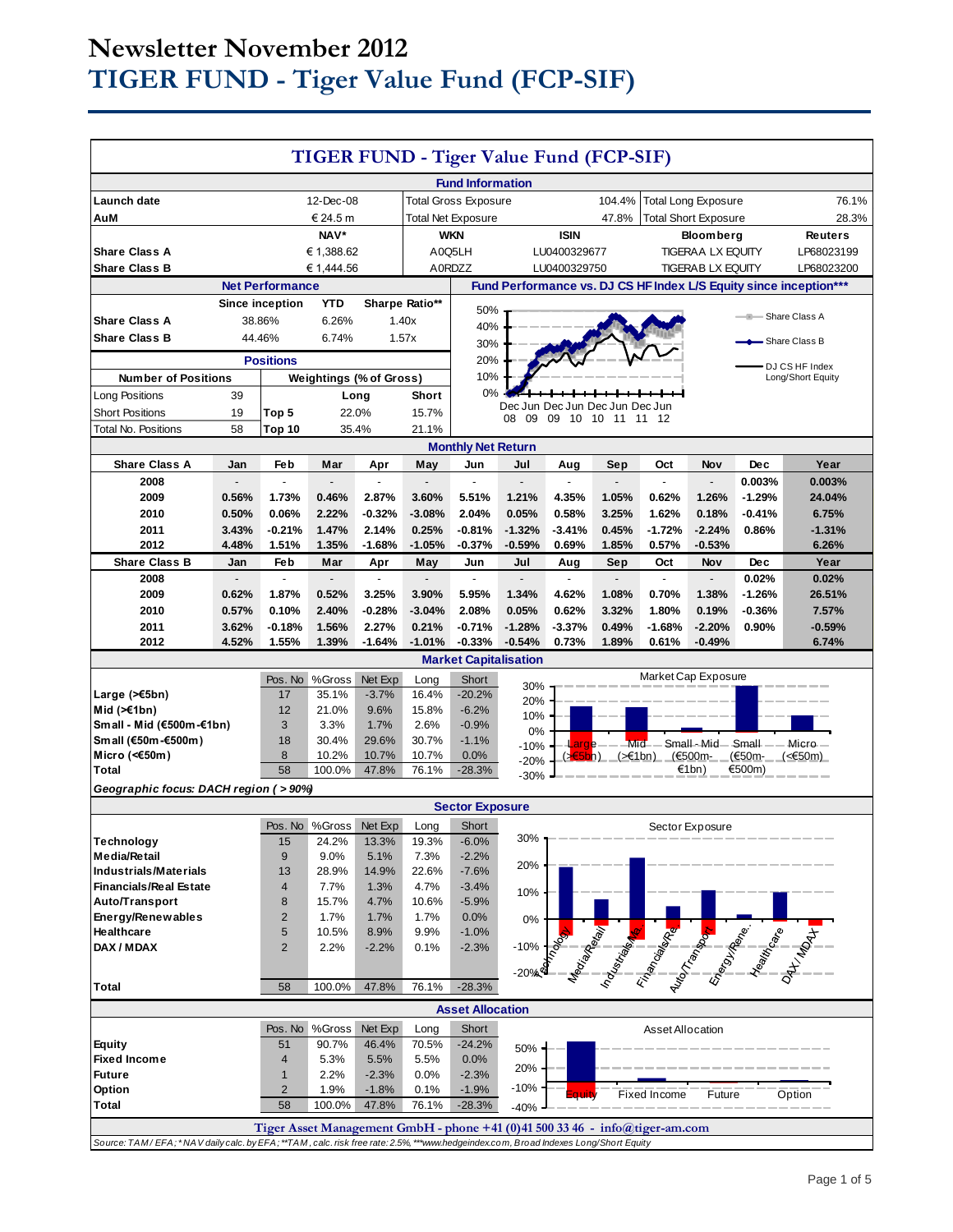# Newsletter November 2012

# TIGER FUND - Tiger Value Fund (FCP-SIF)

## TIGER FUND - Tiger Value Fund (FCP-SIF)

### Fund Information

| | | | | | |
|---|---|---|---|---|---|
| Launch date | 12-Dec-08 | Total Gross Exposure | 104.4% | Total Long Exposure | 76.1% |
| AuM | € 24.5 m | Total Net Exposure | 47.8% | Total Short Exposure | 28.3% |

| | NAV* | WKN | ISIN | Bloomberg | Reuters |
|---|---|---|---|---|---|
| Share Class A | € 1,388.62 | A0Q5LH | LU0400329677 | TIGERAA LX EQUITY | LP68023199 |
| Share Class B | € 1,444.56 | A0RDZZ | LU0400329750 | TIGERAB LX EQUITY | LP68023200 |

### Net Performance

| | Since inception | YTD | Sharpe Ratio** |
|---|---|---|---|
| Share Class A | 38.86% | 6.26% | 1.40x |
| Share Class B | 44.46% | 6.74% | 1.57x |

### Fund Performance vs. DJ CS HF Index L/S Equity since inception***

### Positions

| Number of Positions | | Weightings (% of Gross) | Long | Short |
|---|---|---|---|---|
| Long Positions | 39 | | | |
| Short Positions | 19 | Top 5 | 22.0% | 15.7% |
| Total No. Positions | 58 | Top 10 | 35.4% | 21.1% |

### Monthly Net Return

| Share Class A | Jan | Feb | Mar | Apr | May | Jun | Jul | Aug | Sep | Oct | Nov | Dec | Year |
|---|---|---|---|---|---|---|---|---|---|---|---|---|---|
| 2008 | - | - | - | - | - | - | - | - | - | - | - | 0.003% | 0.003% |
| 2009 | 0.56% | 1.73% | 0.46% | 2.87% | 3.60% | 5.51% | 1.21% | 4.35% | 1.05% | 0.62% | 1.26% | -1.29% | 24.04% |
| 2010 | 0.50% | 0.06% | 2.22% | -0.32% | -3.08% | 2.04% | 0.05% | 0.58% | 3.25% | 1.62% | 0.18% | -0.41% | 6.75% |
| 2011 | 3.43% | -0.21% | 1.47% | 2.14% | 0.25% | -0.81% | -1.32% | -3.41% | 0.45% | -1.72% | -2.24% | 0.86% | -1.31% |
| 2012 | 4.48% | 1.51% | 1.35% | -1.68% | -1.05% | -0.37% | -0.59% | 0.69% | 1.85% | 0.57% | -0.53% | | 6.26% |

| Share Class B | Jan | Feb | Mar | Apr | May | Jun | Jul | Aug | Sep | Oct | Nov | Dec | Year |
|---|---|---|---|---|---|---|---|---|---|---|---|---|---|
| 2008 | - | - | - | - | - | - | - | - | - | - | - | 0.02% | 0.02% |
| 2009 | 0.62% | 1.87% | 0.52% | 3.25% | 3.90% | 5.95% | 1.34% | 4.62% | 1.08% | 0.70% | 1.38% | -1.26% | 26.51% |
| 2010 | 0.57% | 0.10% | 2.40% | -0.28% | -3.04% | 2.08% | 0.05% | 0.62% | 3.32% | 1.80% | 0.19% | -0.36% | 7.57% |
| 2011 | 3.62% | -0.18% | 1.56% | 2.27% | 0.21% | -0.71% | -1.28% | -3.37% | 0.49% | -1.68% | -2.20% | 0.90% | -0.59% |
| 2012 | 4.52% | 1.55% | 1.39% | -1.64% | -1.01% | -0.33% | -0.54% | 0.73% | 1.89% | 0.61% | -0.49% | | 6.74% |

### Market Capitalisation

| | Pos. No | %Gross | Net Exp | Long | Short |
|---|---|---|---|---|---|
| Large (>€5bn) | 17 | 35.1% | -3.7% | 16.4% | -20.2% |
| Mid (>€1bn) | 12 | 21.0% | 9.6% | 15.8% | -6.2% |
| Small - Mid (€500m-€1bn) | 3 | 3.3% | 1.7% | 2.6% | -0.9% |
| Small (€50m-€500m) | 18 | 30.4% | 29.6% | 30.7% | -1.1% |
| Micro (<€50m) | 8 | 10.2% | 10.7% | 10.7% | 0.0% |
| Total | 58 | 100.0% | 47.8% | 76.1% | -28.3% |

*Geographic focus: DACH region ( > 90%)*

### Sector Exposure

| | Pos. No | %Gross | Net Exp | Long | Short |
|---|---|---|---|---|---|
| Technology | 15 | 24.2% | 13.3% | 19.3% | -6.0% |
| Media/Retail | 9 | 9.0% | 5.1% | 7.3% | -2.2% |
| Industrials/Materials | 13 | 28.9% | 14.9% | 22.6% | -7.6% |
| Financials/Real Estate | 4 | 7.7% | 1.3% | 4.7% | -3.4% |
| Auto/Transport | 8 | 15.7% | 4.7% | 10.6% | -5.9% |
| Energy/Renewables | 2 | 1.7% | 1.7% | 1.7% | 0.0% |
| Healthcare | 5 | 10.5% | 8.9% | 9.9% | -1.0% |
| DAX / MDAX | 2 | 2.2% | -2.2% | 0.1% | -2.3% |
| Total | 58 | 100.0% | 47.8% | 76.1% | -28.3% |

### Asset Allocation

| | Pos. No | %Gross | Net Exp | Long | Short |
|---|---|---|---|---|---|
| Equity | 51 | 90.7% | 46.4% | 70.5% | -24.2% |
| Fixed Income | 4 | 5.3% | 5.5% | 5.5% | 0.0% |
| Future | 1 | 2.2% | -2.3% | 0.0% | -2.3% |
| Option | 2 | 1.9% | -1.8% | 0.1% | -1.9% |
| Total | 58 | 100.0% | 47.8% | 76.1% | -28.3% |

Tiger Asset Management GmbH - phone +41 (0)41 500 33 46 - info@tiger-am.com

Source: TAM / EFA; * NAV daily calc. by EFA; **TAM, calc. risk free rate: 2.5%, ***www.hedgeindex.com, Broad Indexes Long/Short Equity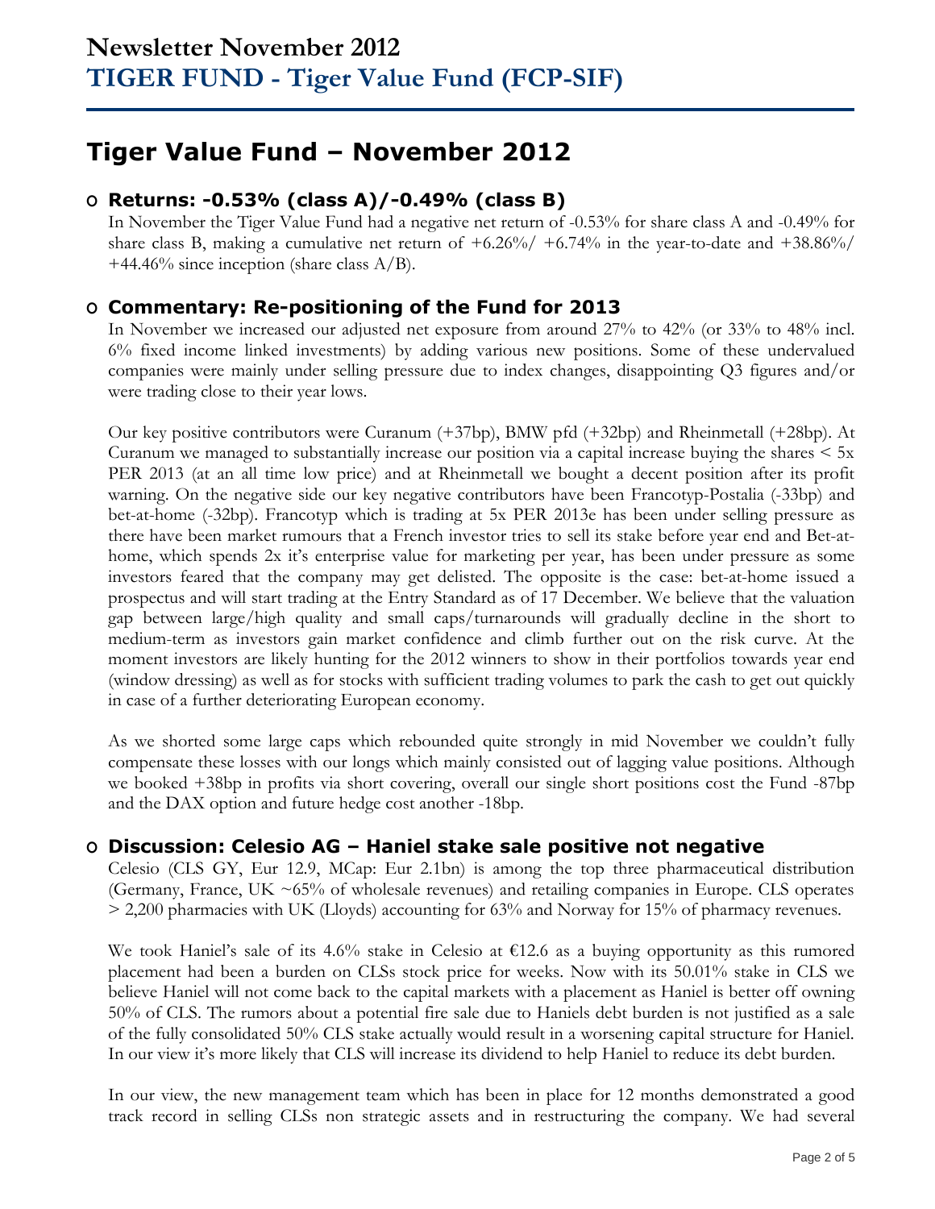# Newsletter November 2012
## TIGER FUND - Tiger Value Fund (FCP-SIF)

# Tiger Value Fund – November 2012

## Returns: -0.53% (class A)/-0.49% (class B)

In November the Tiger Value Fund had a negative net return of -0.53% for share class A and -0.49% for share class B, making a cumulative net return of +6.26%/ +6.74% in the year-to-date and +38.86%/ +44.46% since inception (share class A/B).

## Commentary: Re-positioning of the Fund for 2013

In November we increased our adjusted net exposure from around 27% to 42% (or 33% to 48% incl. 6% fixed income linked investments) by adding various new positions. Some of these undervalued companies were mainly under selling pressure due to index changes, disappointing Q3 figures and/or were trading close to their year lows.

Our key positive contributors were Curanum (+37bp), BMW pfd (+32bp) and Rheinmetall (+28bp). At Curanum we managed to substantially increase our position via a capital increase buying the shares < 5x PER 2013 (at an all time low price) and at Rheinmetall we bought a decent position after its profit warning. On the negative side our key negative contributors have been Francotyp-Postalia (-33bp) and bet-at-home (-32bp). Francotyp which is trading at 5x PER 2013e has been under selling pressure as there have been market rumours that a French investor tries to sell its stake before year end and Bet-at-home, which spends 2x it's enterprise value for marketing per year, has been under pressure as some investors feared that the company may get delisted. The opposite is the case: bet-at-home issued a prospectus and will start trading at the Entry Standard as of 17 December. We believe that the valuation gap between large/high quality and small caps/turnarounds will gradually decline in the short to medium-term as investors gain market confidence and climb further out on the risk curve. At the moment investors are likely hunting for the 2012 winners to show in their portfolios towards year end (window dressing) as well as for stocks with sufficient trading volumes to park the cash to get out quickly in case of a further deteriorating European economy.

As we shorted some large caps which rebounded quite strongly in mid November we couldn't fully compensate these losses with our longs which mainly consisted out of lagging value positions. Although we booked +38bp in profits via short covering, overall our single short positions cost the Fund -87bp and the DAX option and future hedge cost another -18bp.

## Discussion: Celesio AG – Haniel stake sale positive not negative

Celesio (CLS GY, Eur 12.9, MCap: Eur 2.1bn) is among the top three pharmaceutical distribution (Germany, France, UK ~65% of wholesale revenues) and retailing companies in Europe. CLS operates > 2,200 pharmacies with UK (Lloyds) accounting for 63% and Norway for 15% of pharmacy revenues.

We took Haniel's sale of its 4.6% stake in Celesio at €12.6 as a buying opportunity as this rumored placement had been a burden on CLSs stock price for weeks. Now with its 50.01% stake in CLS we believe Haniel will not come back to the capital markets with a placement as Haniel is better off owning 50% of CLS. The rumors about a potential fire sale due to Haniels debt burden is not justified as a sale of the fully consolidated 50% CLS stake actually would result in a worsening capital structure for Haniel. In our view it's more likely that CLS will increase its dividend to help Haniel to reduce its debt burden.

In our view, the new management team which has been in place for 12 months demonstrated a good track record in selling CLSs non strategic assets and in restructuring the company. We had several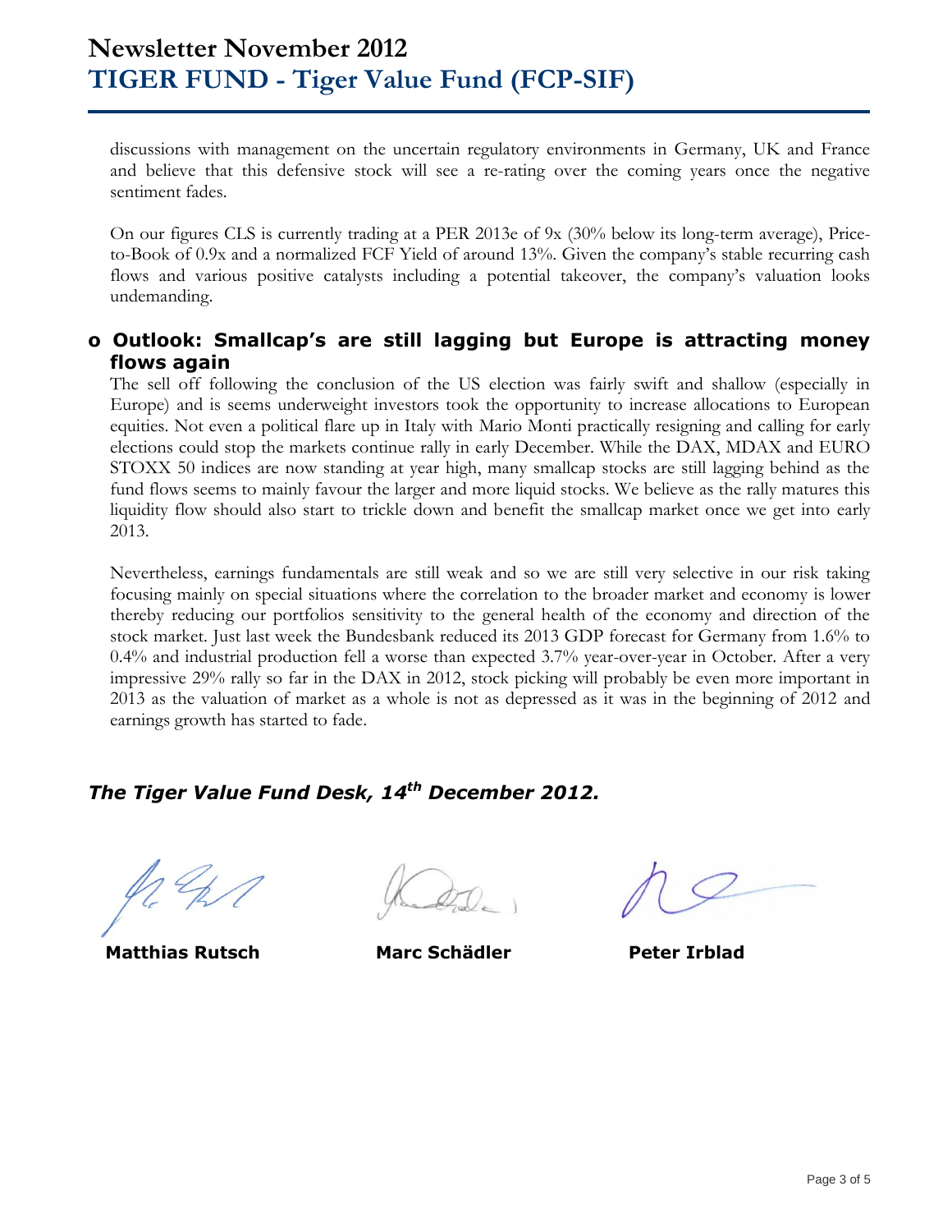discussions with management on the uncertain regulatory environments in Germany, UK and France and believe that this defensive stock will see a re-rating over the coming years once the negative sentiment fades.

On our figures CLS is currently trading at a PER 2013e of 9x (30% below its long-term average), Price-to-Book of 0.9x and a normalized FCF Yield of around 13%. Given the company's stable recurring cash flows and various positive catalysts including a potential takeover, the company's valuation looks undemanding.

### o Outlook: Smallcap's are still lagging but Europe is attracting money flows again

The sell off following the conclusion of the US election was fairly swift and shallow (especially in Europe) and is seems underweight investors took the opportunity to increase allocations to European equities. Not even a political flare up in Italy with Mario Monti practically resigning and calling for early elections could stop the markets continue rally in early December. While the DAX, MDAX and EURO STOXX 50 indices are now standing at year high, many smallcap stocks are still lagging behind as the fund flows seems to mainly favour the larger and more liquid stocks. We believe as the rally matures this liquidity flow should also start to trickle down and benefit the smallcap market once we get into early 2013.

Nevertheless, earnings fundamentals are still weak and so we are still very selective in our risk taking focusing mainly on special situations where the correlation to the broader market and economy is lower thereby reducing our portfolios sensitivity to the general health of the economy and direction of the stock market. Just last week the Bundesbank reduced its 2013 GDP forecast for Germany from 1.6% to 0.4% and industrial production fell a worse than expected 3.7% year-over-year in October. After a very impressive 29% rally so far in the DAX in 2012, stock picking will probably be even more important in 2013 as the valuation of market as a whole is not as depressed as it was in the beginning of 2012 and earnings growth has started to fade.

***The Tiger Value Fund Desk, 14th December 2012.***

**Matthias Rutsch** **Marc Schädler** **Peter Irblad**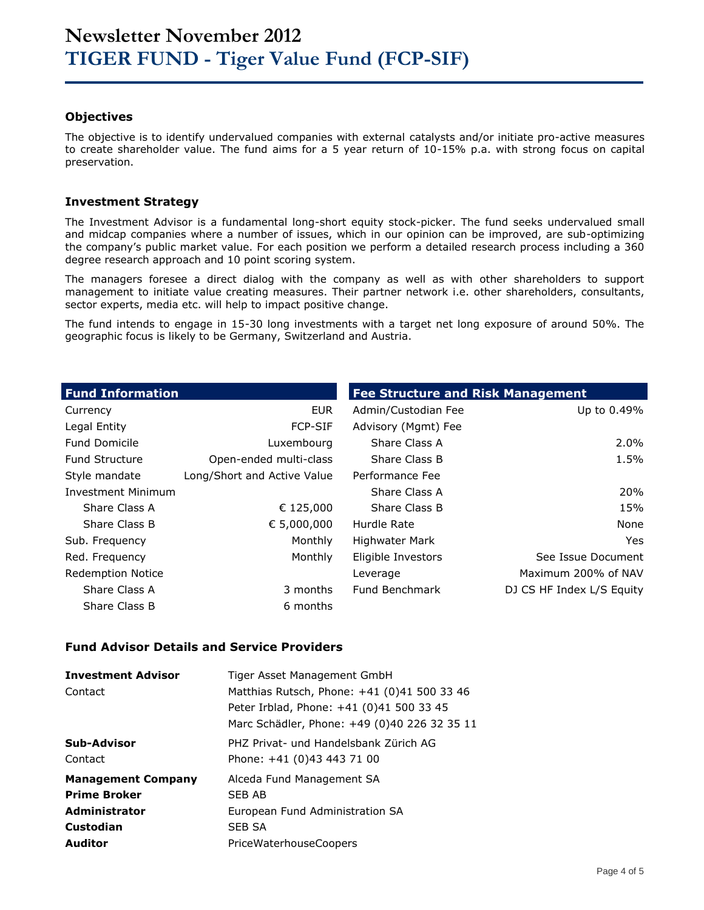# Newsletter November 2012
# TIGER FUND - Tiger Value Fund (FCP-SIF)

### Objectives

The objective is to identify undervalued companies with external catalysts and/or initiate pro-active measures to create shareholder value. The fund aims for a 5 year return of 10-15% p.a. with strong focus on capital preservation.

### Investment Strategy

The Investment Advisor is a fundamental long-short equity stock-picker. The fund seeks undervalued small and midcap companies where a number of issues, which in our opinion can be improved, are sub-optimizing the company's public market value. For each position we perform a detailed research process including a 360 degree research approach and 10 point scoring system.

The managers foresee a direct dialog with the company as well as with other shareholders to support management to initiate value creating measures. Their partner network i.e. other shareholders, consultants, sector experts, media etc. will help to impact positive change.

The fund intends to engage in 15-30 long investments with a target net long exposure of around 50%. The geographic focus is likely to be Germany, Switzerland and Austria.

| Fund Information | |
|---|---|
| Currency | EUR |
| Legal Entity | FCP-SIF |
| Fund Domicile | Luxembourg |
| Fund Structure | Open-ended multi-class |
| Style mandate | Long/Short and Active Value |
| Investment Minimum | |
| Share Class A | € 125,000 |
| Share Class B | € 5,000,000 |
| Sub. Frequency | Monthly |
| Red. Frequency | Monthly |
| Redemption Notice | |
| Share Class A | 3 months |
| Share Class B | 6 months |

| Fee Structure and Risk Management | |
|---|---|
| Admin/Custodian Fee | Up to 0.49% |
| Advisory (Mgmt) Fee | |
| Share Class A | 2.0% |
| Share Class B | 1.5% |
| Performance Fee | |
| Share Class A | 20% |
| Share Class B | 15% |
| Hurdle Rate | None |
| Highwater Mark | Yes |
| Eligible Investors | See Issue Document |
| Leverage | Maximum 200% of NAV |
| Fund Benchmark | DJ CS HF Index L/S Equity |

### Fund Advisor Details and Service Providers

| | |
|---|---|
| **Investment Advisor** | Tiger Asset Management GmbH |
| Contact | Matthias Rutsch, Phone: +41 (0)41 500 33 46 |
| | Peter Irblad, Phone: +41 (0)41 500 33 45 |
| | Marc Schädler, Phone: +49 (0)40 226 32 35 11 |
| **Sub-Advisor** | PHZ Privat- und Handelsbank Zürich AG |
| Contact | Phone: +41 (0)43 443 71 00 |
| **Management Company** | Alceda Fund Management SA |
| **Prime Broker** | SEB AB |
| **Administrator** | European Fund Administration SA |
| **Custodian** | SEB SA |
| **Auditor** | PriceWaterhouseCoopers |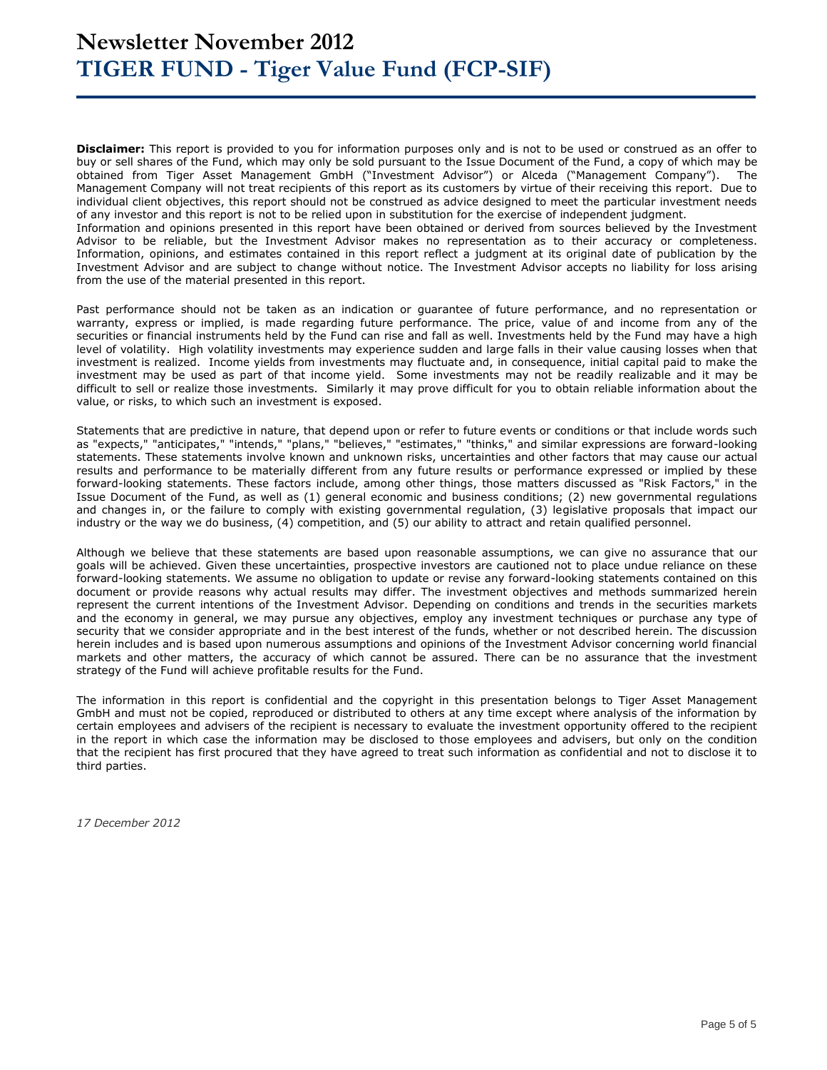**Disclaimer:** This report is provided to you for information purposes only and is not to be used or construed as an offer to buy or sell shares of the Fund, which may only be sold pursuant to the Issue Document of the Fund, a copy of which may be obtained from Tiger Asset Management GmbH ("Investment Advisor") or Alceda ("Management Company"). The Management Company will not treat recipients of this report as its customers by virtue of their receiving this report. Due to individual client objectives, this report should not be construed as advice designed to meet the particular investment needs of any investor and this report is not to be relied upon in substitution for the exercise of independent judgment.
Information and opinions presented in this report have been obtained or derived from sources believed by the Investment Advisor to be reliable, but the Investment Advisor makes no representation as to their accuracy or completeness. Information, opinions, and estimates contained in this report reflect a judgment at its original date of publication by the Investment Advisor and are subject to change without notice. The Investment Advisor accepts no liability for loss arising from the use of the material presented in this report.

Past performance should not be taken as an indication or guarantee of future performance, and no representation or warranty, express or implied, is made regarding future performance. The price, value of and income from any of the securities or financial instruments held by the Fund can rise and fall as well. Investments held by the Fund may have a high level of volatility. High volatility investments may experience sudden and large falls in their value causing losses when that investment is realized. Income yields from investments may fluctuate and, in consequence, initial capital paid to make the investment may be used as part of that income yield. Some investments may not be readily realizable and it may be difficult to sell or realize those investments. Similarly it may prove difficult for you to obtain reliable information about the value, or risks, to which such an investment is exposed.

Statements that are predictive in nature, that depend upon or refer to future events or conditions or that include words such as "expects," "anticipates," "intends," "plans," "believes," "estimates," "thinks," and similar expressions are forward-looking statements. These statements involve known and unknown risks, uncertainties and other factors that may cause our actual results and performance to be materially different from any future results or performance expressed or implied by these forward-looking statements. These factors include, among other things, those matters discussed as "Risk Factors," in the Issue Document of the Fund, as well as (1) general economic and business conditions; (2) new governmental regulations and changes in, or the failure to comply with existing governmental regulation, (3) legislative proposals that impact our industry or the way we do business, (4) competition, and (5) our ability to attract and retain qualified personnel.

Although we believe that these statements are based upon reasonable assumptions, we can give no assurance that our goals will be achieved. Given these uncertainties, prospective investors are cautioned not to place undue reliance on these forward-looking statements. We assume no obligation to update or revise any forward-looking statements contained on this document or provide reasons why actual results may differ. The investment objectives and methods summarized herein represent the current intentions of the Investment Advisor. Depending on conditions and trends in the securities markets and the economy in general, we may pursue any objectives, employ any investment techniques or purchase any type of security that we consider appropriate and in the best interest of the funds, whether or not described herein. The discussion herein includes and is based upon numerous assumptions and opinions of the Investment Advisor concerning world financial markets and other matters, the accuracy of which cannot be assured. There can be no assurance that the investment strategy of the Fund will achieve profitable results for the Fund.

The information in this report is confidential and the copyright in this presentation belongs to Tiger Asset Management GmbH and must not be copied, reproduced or distributed to others at any time except where analysis of the information by certain employees and advisers of the recipient is necessary to evaluate the investment opportunity offered to the recipient in the report in which case the information may be disclosed to those employees and advisers, but only on the condition that the recipient has first procured that they have agreed to treat such information as confidential and not to disclose it to third parties.

*17 December 2012*